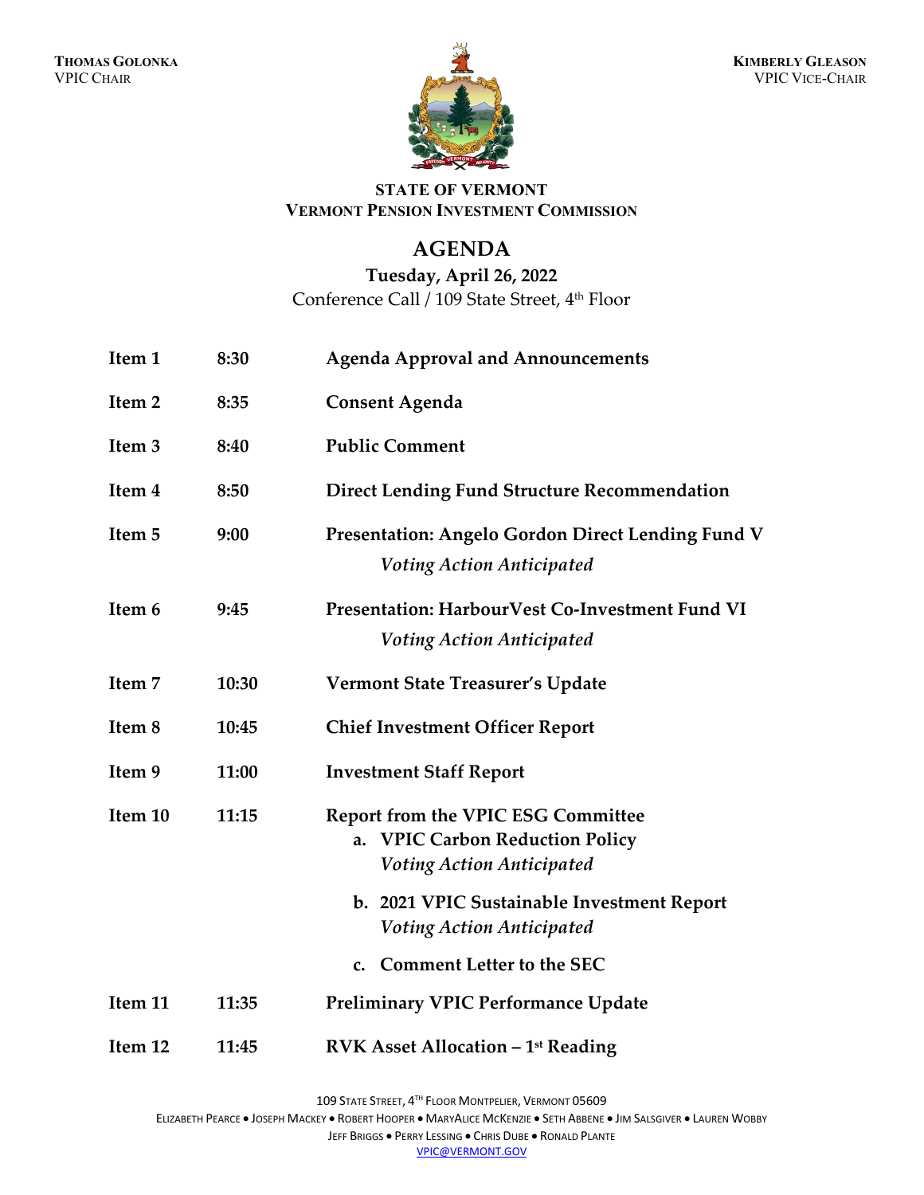**THOMAS GOLONKA**
VPIC CHAIR

**KIMBERLY GLEASON**
VPIC VICE-CHAIR

**STATE OF VERMONT**
**VERMONT PENSION INVESTMENT COMMISSION**

# AGENDA

**Tuesday, April 26, 2022**
Conference Call / 109 State Street, 4th Floor

| | | |
|---|---|---|
| **Item 1** | **8:30** | **Agenda Approval and Announcements** |
| **Item 2** | **8:35** | **Consent Agenda** |
| **Item 3** | **8:40** | **Public Comment** |
| **Item 4** | **8:50** | **Direct Lending Fund Structure Recommendation** |
| **Item 5** | **9:00** | **Presentation: Angelo Gordon Direct Lending Fund V** *Voting Action Anticipated* |
| **Item 6** | **9:45** | **Presentation: HarbourVest Co-Investment Fund VI** *Voting Action Anticipated* |
| **Item 7** | **10:30** | **Vermont State Treasurer's Update** |
| **Item 8** | **10:45** | **Chief Investment Officer Report** |
| **Item 9** | **11:00** | **Investment Staff Report** |
| **Item 10** | **11:15** | **Report from the VPIC ESG Committee** |
| | | **a. VPIC Carbon Reduction Policy** *Voting Action Anticipated* |
| | | **b. 2021 VPIC Sustainable Investment Report** *Voting Action Anticipated* |
| | | **c. Comment Letter to the SEC** |
| **Item 11** | **11:35** | **Preliminary VPIC Performance Update** |
| **Item 12** | **11:45** | **RVK Asset Allocation – 1st Reading** |

109 STATE STREET, 4TH FLOOR MONTPELIER, VERMONT 05609
ELIZABETH PEARCE • JOSEPH MACKEY • ROBERT HOOPER • MARYALICE MCKENZIE • SETH ABBENE • JIM SALSGIVER • LAUREN WOBBY
JEFF BRIGGS • PERRY LESSING • CHRIS DUBE • RONALD PLANTE
VPIC@VERMONT.GOV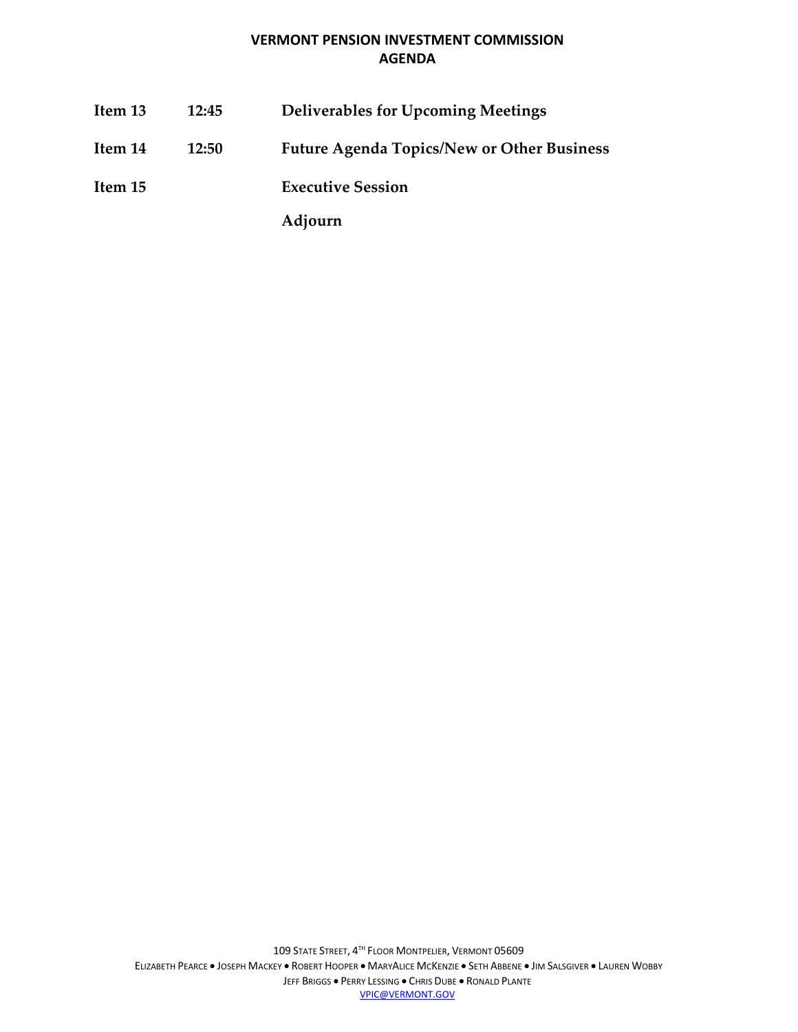| Item | Time | Topic |
|---|---|---|
| **Item 13** | **12:45** | **Deliverables for Upcoming Meetings** |
| **Item 14** | **12:50** | **Future Agenda Topics/New or Other Business** |
| **Item 15** | | **Executive Session** |
| | | **Adjourn** |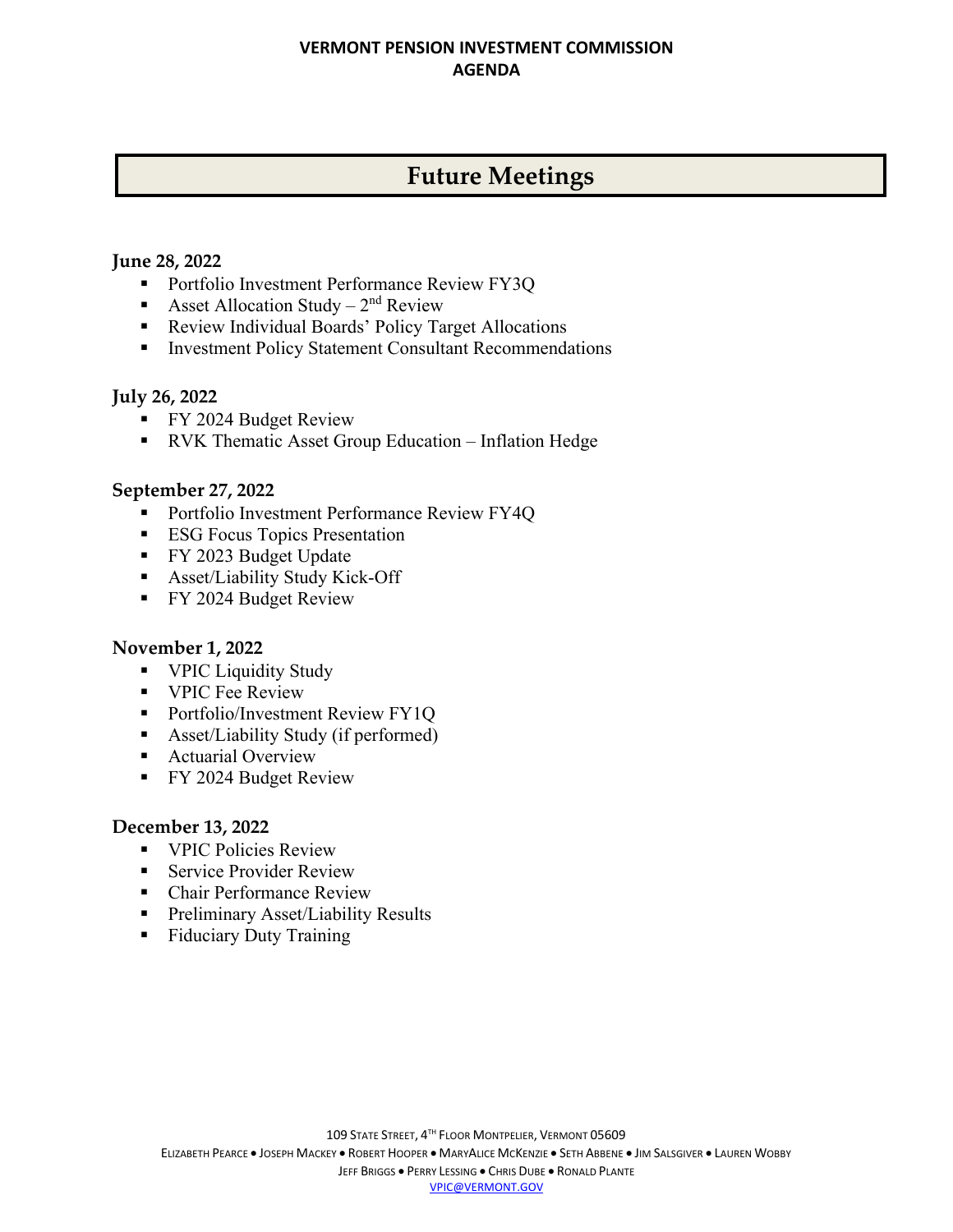# Future Meetings

**June 28, 2022**

- Portfolio Investment Performance Review FY3Q
- Asset Allocation Study – 2nd Review
- Review Individual Boards' Policy Target Allocations
- Investment Policy Statement Consultant Recommendations

**July 26, 2022**

- FY 2024 Budget Review
- RVK Thematic Asset Group Education – Inflation Hedge

**September 27, 2022**

- Portfolio Investment Performance Review FY4Q
- ESG Focus Topics Presentation
- FY 2023 Budget Update
- Asset/Liability Study Kick-Off
- FY 2024 Budget Review

**November 1, 2022**

- VPIC Liquidity Study
- VPIC Fee Review
- Portfolio/Investment Review FY1Q
- Asset/Liability Study (if performed)
- Actuarial Overview
- FY 2024 Budget Review

**December 13, 2022**

- VPIC Policies Review
- Service Provider Review
- Chair Performance Review
- Preliminary Asset/Liability Results
- Fiduciary Duty Training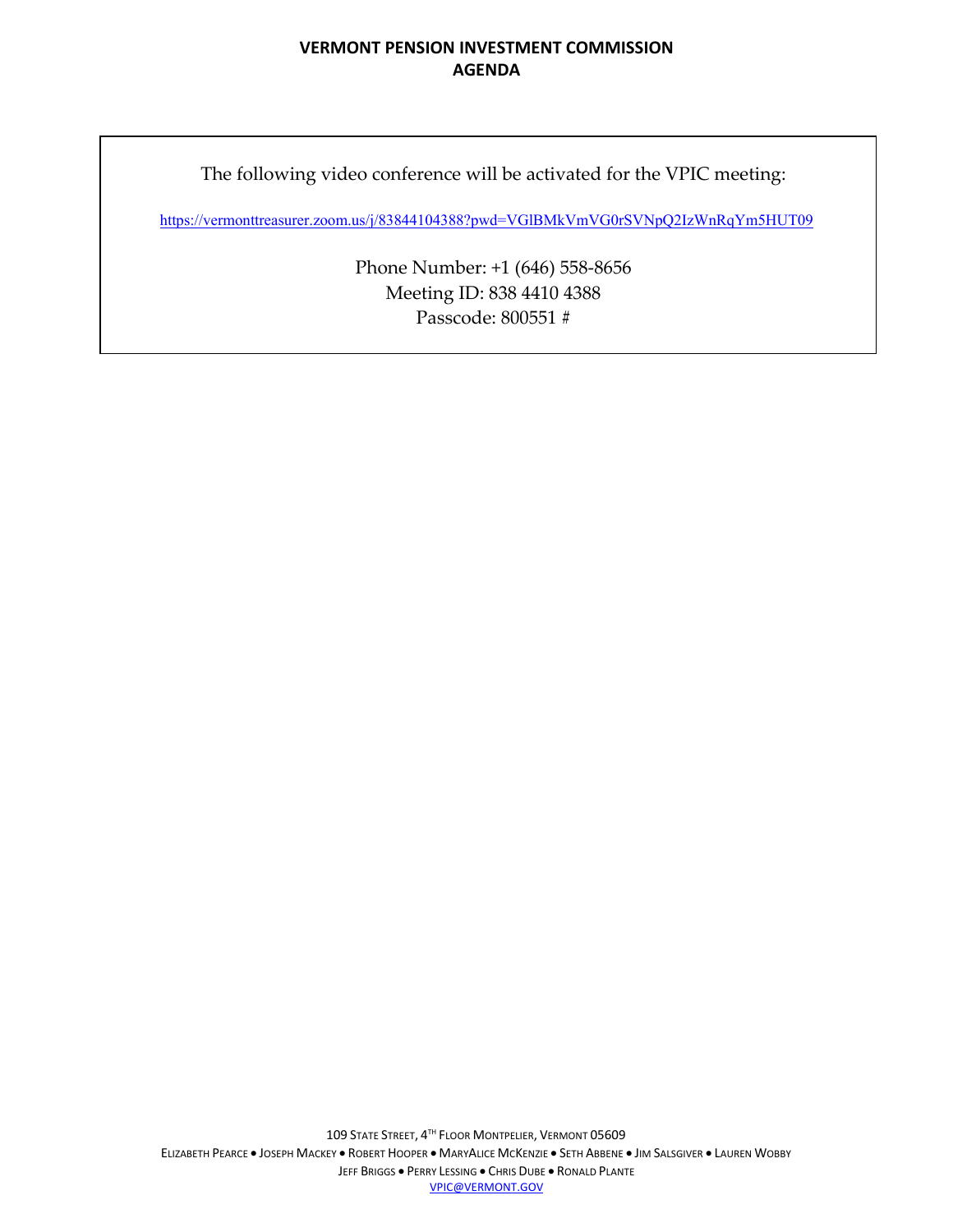**VERMONT PENSION INVESTMENT COMMISSION**
**AGENDA**

The following video conference will be activated for the VPIC meeting:

https://vermonttreasurer.zoom.us/j/83844104388?pwd=VGlBMkVmVG0rSVNpQ2IzWnRqYm5HUT09

Phone Number: +1 (646) 558-8656
Meeting ID: 838 4410 4388
Passcode: 800551 #

109 STATE STREET, 4TH FLOOR MONTPELIER, VERMONT 05609
ELIZABETH PEARCE • JOSEPH MACKEY • ROBERT HOOPER • MARYALICE MCKENZIE • SETH ABBENE • JIM SALSGIVER • LAUREN WOBBY
JEFF BRIGGS • PERRY LESSING • CHRIS DUBE • RONALD PLANTE
VPIC@VERMONT.GOV